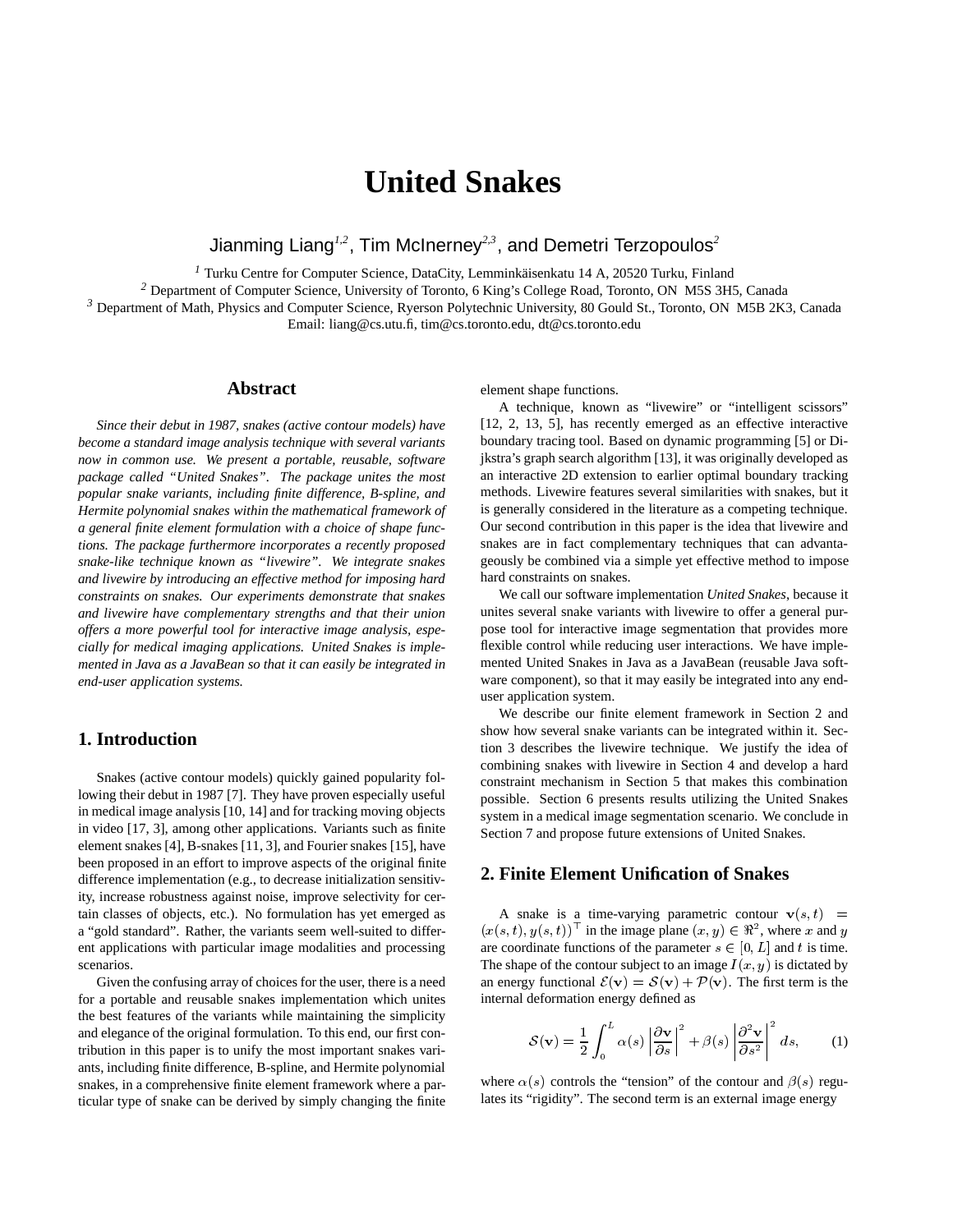# United Snakes

Jianming Liang[1,2], Tim McInerney[2,3], and Demetri Terzopoulos[2]

[1] Turku Centre for Computer Science, DataCity, Lemminkäisenkatu 14 A, 20520 Turku, Finland
[2] Department of Computer Science, University of Toronto, 6 King's College Road, Toronto, ON M5S 3H5, Canada
[3] Department of Math, Physics and Computer Science, Ryerson Polytechnic University, 80 Gould St., Toronto, ON M5B 2K3, Canada
Email: liang@cs.utu.fi, tim@cs.toronto.edu, dt@cs.toronto.edu

## Abstract

*Since their debut in 1987, snakes (active contour models) have become a standard image analysis technique with several variants now in common use. We present a portable, reusable, software package called "United Snakes". The package unites the most popular snake variants, including finite difference, B-spline, and Hermite polynomial snakes within the mathematical framework of a general finite element formulation with a choice of shape functions. The package furthermore incorporates a recently proposed snake-like technique known as "livewire". We integrate snakes and livewire by introducing an effective method for imposing hard constraints on snakes. Our experiments demonstrate that snakes and livewire have complementary strengths and that their union offers a more powerful tool for interactive image analysis, especially for medical imaging applications. United Snakes is implemented in Java as a JavaBean so that it can easily be integrated in end-user application systems.*

## 1. Introduction

Snakes (active contour models) quickly gained popularity following their debut in 1987 [7]. They have proven especially useful in medical image analysis [10, 14] and for tracking moving objects in video [17, 3], among other applications. Variants such as finite element snakes [4], B-snakes [11, 3], and Fourier snakes [15], have been proposed in an effort to improve aspects of the original finite difference implementation (e.g., to decrease initialization sensitivity, increase robustness against noise, improve selectivity for certain classes of objects, etc.). No formulation has yet emerged as a "gold standard". Rather, the variants seem well-suited to different applications with particular image modalities and processing scenarios.

Given the confusing array of choices for the user, there is a need for a portable and reusable snakes implementation which unites the best features of the variants while maintaining the simplicity and elegance of the original formulation. To this end, our first contribution in this paper is to unify the most important snakes variants, including finite difference, B-spline, and Hermite polynomial snakes, in a comprehensive finite element framework where a particular type of snake can be derived by simply changing the finite element shape functions.

A technique, known as "livewire" or "intelligent scissors" [12, 2, 13, 5], has recently emerged as an effective interactive boundary tracing tool. Based on dynamic programming [5] or Dijkstra's graph search algorithm [13], it was originally developed as an interactive 2D extension to earlier optimal boundary tracking methods. Livewire features several similarities with snakes, but it is generally considered in the literature as a competing technique. Our second contribution in this paper is the idea that livewire and snakes are in fact complementary techniques that can advantageously be combined via a simple yet effective method to impose hard constraints on snakes.

We call our software implementation *United Snakes*, because it unites several snake variants with livewire to offer a general purpose tool for interactive image segmentation that provides more flexible control while reducing user interactions. We have implemented United Snakes in Java as a JavaBean (reusable Java software component), so that it may easily be integrated into any end-user application system.

We describe our finite element framework in Section 2 and show how several snake variants can be integrated within it. Section 3 describes the livewire technique. We justify the idea of combining snakes with livewire in Section 4 and develop a hard constraint mechanism in Section 5 that makes this combination possible. Section 6 presents results utilizing the United Snakes system in a medical image segmentation scenario. We conclude in Section 7 and propose future extensions of United Snakes.

## 2. Finite Element Unification of Snakes

A snake is a time-varying parametric contour $\mathbf{v}(s,t) = (x(s,t), y(s,t))^\top$ in the image plane $(x,y) \in \Re^2$, where $x$ and $y$ are coordinate functions of the parameter $s \in [0, L]$ and $t$ is time. The shape of the contour subject to an image $I(x,y)$ is dictated by an energy functional $\mathcal{E}(\mathbf{v}) = \mathcal{S}(\mathbf{v}) + \mathcal{P}(\mathbf{v})$. The first term is the internal deformation energy defined as

$$\mathcal{S}(\mathbf{v}) = \frac{1}{2}\int_0^L \alpha(s)\left|\frac{\partial \mathbf{v}}{\partial s}\right|^2 + \beta(s)\left|\frac{\partial^2 \mathbf{v}}{\partial s^2}\right|^2 ds, \qquad (1)$$

where $\alpha(s)$ controls the "tension" of the contour and $\beta(s)$ regulates its "rigidity". The second term is an external image energy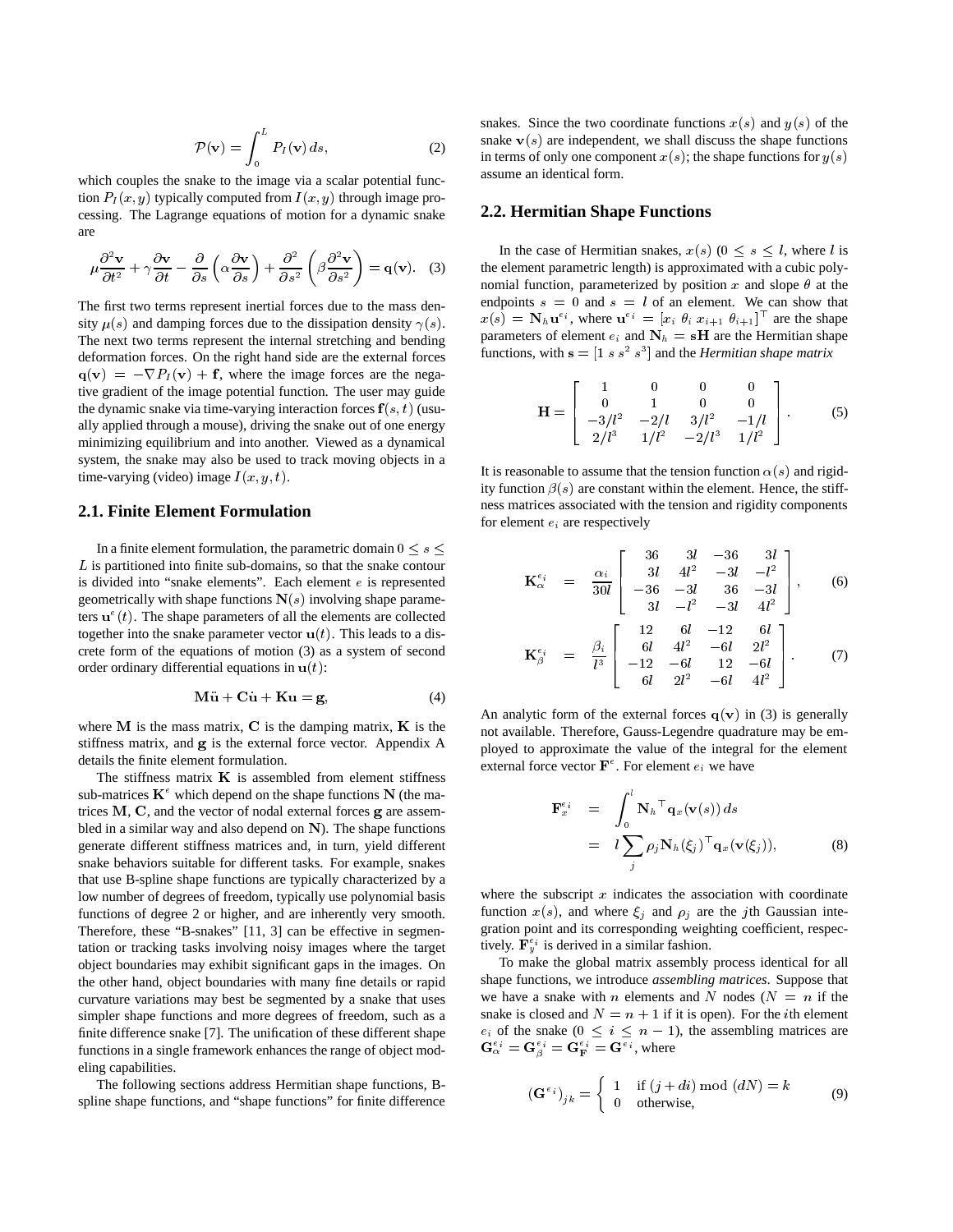$$\mathcal{P}(\mathbf{v}) = \int_0^L P_I(\mathbf{v})\, ds, \tag{2}$$

which couples the snake to the image via a scalar potential function $P_I(x, y)$ typically computed from $I(x, y)$ through image processing. The Lagrange equations of motion for a dynamic snake are

$$\mu \frac{\partial^2 \mathbf{v}}{\partial t^2} + \gamma \frac{\partial \mathbf{v}}{\partial t} - \frac{\partial}{\partial s}\left(\alpha \frac{\partial \mathbf{v}}{\partial s}\right) + \frac{\partial^2}{\partial s^2}\left(\beta \frac{\partial^2 \mathbf{v}}{\partial s^2}\right) = \mathbf{q}(\mathbf{v}). \tag{3}$$

The first two terms represent inertial forces due to the mass density $\mu(s)$ and damping forces due to the dissipation density $\gamma(s)$. The next two terms represent the internal stretching and bending deformation forces. On the right hand side are the external forces $\mathbf{q}(\mathbf{v}) = -\nabla P_I(\mathbf{v}) + \mathbf{f}$, where the image forces are the negative gradient of the image potential function. The user may guide the dynamic snake via time-varying interaction forces $\mathbf{f}(s, t)$ (usually applied through a mouse), driving the snake out of one energy minimizing equilibrium and into another. Viewed as a dynamical system, the snake may also be used to track moving objects in a time-varying (video) image $I(x, y, t)$.

## 2.1. Finite Element Formulation

In a finite element formulation, the parametric domain $0 \le s \le L$ is partitioned into finite sub-domains, so that the snake contour is divided into "snake elements". Each element $e$ is represented geometrically with shape functions $\mathbf{N}(s)$ involving shape parameters $\mathbf{u}^e(t)$. The shape parameters of all the elements are collected together into the snake parameter vector $\mathbf{u}(t)$. This leads to a discrete form of the equations of motion (3) as a system of second order ordinary differential equations in $\mathbf{u}(t)$:

$$\mathbf{M}\ddot{\mathbf{u}} + \mathbf{C}\dot{\mathbf{u}} + \mathbf{K}\mathbf{u} = \mathbf{g}, \tag{4}$$

where $\mathbf{M}$ is the mass matrix, $\mathbf{C}$ is the damping matrix, $\mathbf{K}$ is the stiffness matrix, and $\mathbf{g}$ is the external force vector. Appendix A details the finite element formulation.

The stiffness matrix $\mathbf{K}$ is assembled from element stiffness sub-matrices $\mathbf{K}^e$ which depend on the shape functions $\mathbf{N}$ (the matrices $\mathbf{M}$, $\mathbf{C}$, and the vector of nodal external forces $\mathbf{g}$ are assembled in a similar way and also depend on $\mathbf{N}$). The shape functions generate different stiffness matrices and, in turn, yield different snake behaviors suitable for different tasks. For example, snakes that use B-spline shape functions are typically characterized by a low number of degrees of freedom, typically use polynomial basis functions of degree 2 or higher, and are inherently very smooth. Therefore, these "B-snakes" [11, 3] can be effective in segmentation or tracking tasks involving noisy images where the target object boundaries may exhibit significant gaps in the images. On the other hand, object boundaries with many fine details or rapid curvature variations may best be segmented by a snake that uses simpler shape functions and more degrees of freedom, such as a finite difference snake [7]. The unification of these different shape functions in a single framework enhances the range of object modeling capabilities.

The following sections address Hermitian shape functions, B-spline shape functions, and "shape functions" for finite difference snakes. Since the two coordinate functions $x(s)$ and $y(s)$ of the snake $\mathbf{v}(s)$ are independent, we shall discuss the shape functions in terms of only one component $x(s)$; the shape functions for $y(s)$ assume an identical form.

## 2.2. Hermitian Shape Functions

In the case of Hermitian snakes, $x(s)$ ($0 \le s \le l$, where $l$ is the element parametric length) is approximated with a cubic polynomial function, parameterized by position $x$ and slope $\theta$ at the endpoints $s = 0$ and $s = l$ of an element. We can show that $x(s) = \mathbf{N}_h \mathbf{u}^{e_i}$, where $\mathbf{u}^{e_i} = [x_i \; \theta_i \; x_{i+1} \; \theta_{i+1}]^\top$ are the shape parameters of element $e_i$ and $\mathbf{N}_h = \mathbf{s}\mathbf{H}$ are the Hermitian shape functions, with $\mathbf{s} = [1 \; s \; s^2 \; s^3]$ and the *Hermitian shape matrix*

$$\mathbf{H} = \begin{bmatrix} 1 & 0 & 0 & 0 \\ 0 & 1 & 0 & 0 \\ -3/l^2 & -2/l & 3/l^2 & -1/l \\ 2/l^3 & 1/l^2 & -2/l^3 & 1/l^2 \end{bmatrix}. \tag{5}$$

It is reasonable to assume that the tension function $\alpha(s)$ and rigidity function $\beta(s)$ are constant within the element. Hence, the stiffness matrices associated with the tension and rigidity components for element $e_i$ are respectively

$$\mathbf{K}_\alpha^{e_i} = \frac{\alpha_i}{30l}\begin{bmatrix} 36 & 3l & -36 & 3l \\ 3l & 4l^2 & -3l & -l^2 \\ -36 & -3l & 36 & -3l \\ 3l & -l^2 & -3l & 4l^2 \end{bmatrix}, \tag{6}$$

$$\mathbf{K}_\beta^{e_i} = \frac{\beta_i}{l^3}\begin{bmatrix} 12 & 6l & -12 & 6l \\ 6l & 4l^2 & -6l & 2l^2 \\ -12 & -6l & 12 & -6l \\ 6l & 2l^2 & -6l & 4l^2 \end{bmatrix}. \tag{7}$$

An analytic form of the external forces $\mathbf{q}(\mathbf{v})$ in (3) is generally not available. Therefore, Gauss-Legendre quadrature may be employed to approximate the value of the integral for the element external force vector $\mathbf{F}^e$. For element $e_i$ we have

$$\begin{aligned} \mathbf{F}_x^{e_i} &= \int_0^l {\mathbf{N}_h}^\top \mathbf{q}_x(\mathbf{v}(s))\, ds \\ &= l \sum_j \rho_j \mathbf{N}_h(\xi_j)^\top \mathbf{q}_x(\mathbf{v}(\xi_j)), \end{aligned} \tag{8}$$

where the subscript $x$ indicates the association with coordinate function $x(s)$, and where $\xi_j$ and $\rho_j$ are the $j$th Gaussian integration point and its corresponding weighting coefficient, respectively. $\mathbf{F}_y^{e_i}$ is derived in a similar fashion.

To make the global matrix assembly process identical for all shape functions, we introduce *assembling matrices*. Suppose that we have a snake with $n$ elements and $N$ nodes ($N = n$ if the snake is closed and $N = n + 1$ if it is open). For the $i$th element $e_i$ of the snake ($0 \le i \le n - 1$), the assembling matrices are $\mathbf{G}_\alpha^{e_i} = \mathbf{G}_\beta^{e_i} = \mathbf{G}_\mathbf{F}^{e_i} = \mathbf{G}^{e_i}$, where

$$\left(\mathbf{G}^{e_i}\right)_{jk} = \begin{cases} 1 & \text{if } (j + di) \bmod (dN) = k \\ 0 & \text{otherwise,} \end{cases} \tag{9}$$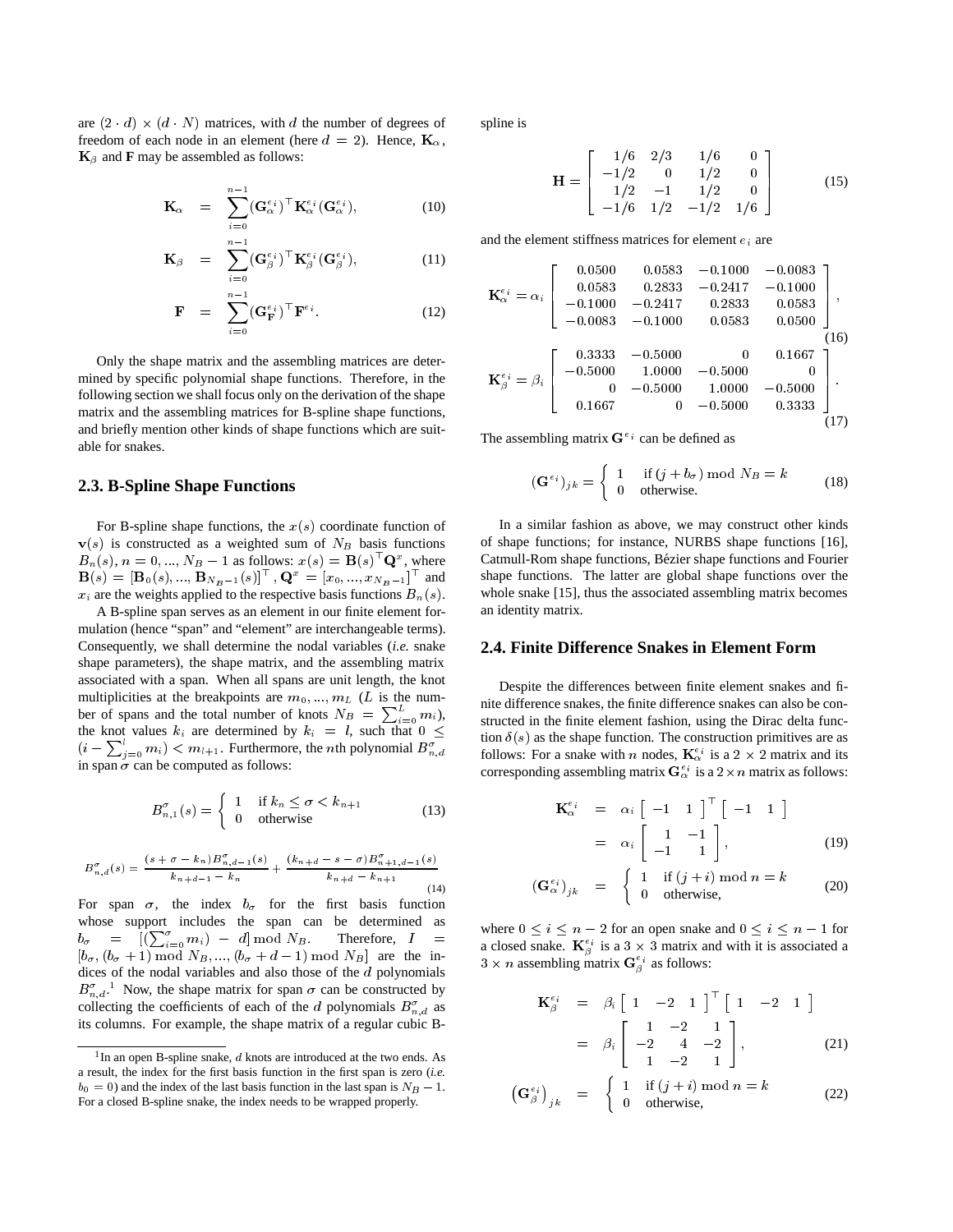are $(2 \cdot d) \times (d \cdot N)$ matrices, with $d$ the number of degrees of freedom of each node in an element (here $d = 2$). Hence, $\mathbf{K}_\alpha$, $\mathbf{K}_\beta$ and $\mathbf{F}$ may be assembled as follows:

$$\mathbf{K}_\alpha = \sum_{i=0}^{n-1} (\mathbf{G}_\alpha^{e_i})^\top \mathbf{K}_\alpha^{e_i} (\mathbf{G}_\alpha^{e_i}), \tag{10}$$

$$\mathbf{K}_\beta = \sum_{i=0}^{n-1} (\mathbf{G}_\beta^{e_i})^\top \mathbf{K}_\beta^{e_i} (\mathbf{G}_\beta^{e_i}), \tag{11}$$

$$\mathbf{F} = \sum_{i=0}^{n-1} (\mathbf{G}_\mathbf{F}^{e_i})^\top \mathbf{F}^{e_i}. \tag{12}$$

Only the shape matrix and the assembling matrices are determined by specific polynomial shape functions. Therefore, in the following section we shall focus only on the derivation of the shape matrix and the assembling matrices for B-spline shape functions, and briefly mention other kinds of shape functions which are suitable for snakes.

## 2.3. B-Spline Shape Functions

For B-spline shape functions, the $x(s)$ coordinate function of $\mathbf{v}(s)$ is constructed as a weighted sum of $N_B$ basis functions $B_n(s), n = 0, ..., N_B - 1$ as follows: $x(s) = \mathbf{B}(s)^\top \mathbf{Q}^x$, where $\mathbf{B}(s) = [\mathbf{B}_0(s), ..., \mathbf{B}_{N_B-1}(s)]^\top$, $\mathbf{Q}^x = [x_0, ..., x_{N_B-1}]^\top$ and $x_i$ are the weights applied to the respective basis functions $B_n(s)$.

A B-spline span serves as an element in our finite element formulation (hence "span" and "element" are interchangeable terms). Consequently, we shall determine the nodal variables (*i.e.* snake shape parameters), the shape matrix, and the assembling matrix associated with a span. When all spans are unit length, the knot multiplicities at the breakpoints are $m_0, ..., m_L$ ($L$ is the number of spans and the total number of knots $N_B = \sum_{i=0}^{L} m_i$), the knot values $k_i$ are determined by $k_i = l$, such that $0 \leq (i - \sum_{j=0}^{l} m_i) < m_{l+1}$. Furthermore, the $n$th polynomial $B_{n,d}^\sigma$ in span $\sigma$ can be computed as follows:

$$B_{n,1}^\sigma(s) = \begin{cases} 1 & \text{if } k_n \leq \sigma < k_{n+1} \\ 0 & \text{otherwise} \end{cases} \tag{13}$$

$$B_{n,d}^\sigma(s) = \frac{(s + \sigma - k_n) B_{n,d-1}^\sigma(s)}{k_{n+d-1} - k_n} + \frac{(k_{n+d} - s - \sigma) B_{n+1,d-1}^\sigma(s)}{k_{n+d} - k_{n+1}} \tag{14}$$

For span $\sigma$, the index $b_\sigma$ for the first basis function whose support includes the span can be determined as $b_\sigma = [(\sum_{i=0}^{\sigma} m_i) - d] \bmod N_B$. Therefore, $I = [b_\sigma, (b_\sigma + 1) \bmod N_B, ..., (b_\sigma + d - 1) \bmod N_B]$ are the indices of the nodal variables and also those of the $d$ polynomials $B_{n,d}^\sigma$.[1] Now, the shape matrix for span $\sigma$ can be constructed by collecting the coefficients of each of the $d$ polynomials $B_{n,d}^\sigma$ as its columns. For example, the shape matrix of a regular cubic B-spline is

$$\mathbf{H} = \begin{bmatrix} 1/6 & 2/3 & 1/6 & 0 \\ -1/2 & 0 & 1/2 & 0 \\ 1/2 & -1 & 1/2 & 0 \\ -1/6 & 1/2 & -1/2 & 1/6 \end{bmatrix} \tag{15}$$

and the element stiffness matrices for element $e_i$ are

$$\mathbf{K}_\alpha^{e_i} = \alpha_i \begin{bmatrix} 0.0500 & 0.0583 & -0.1000 & -0.0083 \\ 0.0583 & 0.2833 & -0.2417 & -0.1000 \\ -0.1000 & -0.2417 & 0.2833 & 0.0583 \\ -0.0083 & -0.1000 & 0.0583 & 0.0500 \end{bmatrix}, \tag{16}$$

$$\mathbf{K}_\beta^{e_i} = \beta_i \begin{bmatrix} 0.3333 & -0.5000 & 0 & 0.1667 \\ -0.5000 & 1.0000 & -0.5000 & 0 \\ 0 & -0.5000 & 1.0000 & -0.5000 \\ 0.1667 & 0 & -0.5000 & 0.3333 \end{bmatrix}. \tag{17}$$

The assembling matrix $\mathbf{G}^{e_i}$ can be defined as

$$(\mathbf{G}^{e_i})_{jk} = \begin{cases} 1 & \text{if } (j + b_\sigma) \bmod N_B = k \\ 0 & \text{otherwise.} \end{cases} \tag{18}$$

In a similar fashion as above, we may construct other kinds of shape functions; for instance, NURBS shape functions [16], Catmull-Rom shape functions, Bézier shape functions and Fourier shape functions. The latter are global shape functions over the whole snake [15], thus the associated assembling matrix becomes an identity matrix.

## 2.4. Finite Difference Snakes in Element Form

Despite the differences between finite element snakes and finite difference snakes, the finite difference snakes can also be constructed in the finite element fashion, using the Dirac delta function $\delta(s)$ as the shape function. The construction primitives are as follows: For a snake with $n$ nodes, $\mathbf{K}_\alpha^{e_i}$ is a $2 \times 2$ matrix and its corresponding assembling matrix $\mathbf{G}_\alpha^{e_i}$ is a $2 \times n$ matrix as follows:

$$\begin{aligned} \mathbf{K}_\alpha^{e_i} &= \alpha_i \begin{bmatrix} -1 & 1 \end{bmatrix}^\top \begin{bmatrix} -1 & 1 \end{bmatrix} \\ &= \alpha_i \begin{bmatrix} 1 & -1 \\ -1 & 1 \end{bmatrix}, \end{aligned} \tag{19}$$

$$(\mathbf{G}_\alpha^{e_i})_{jk} = \begin{cases} 1 & \text{if } (j + i) \bmod n = k \\ 0 & \text{otherwise,} \end{cases} \tag{20}$$

where $0 \leq i \leq n - 2$ for an open snake and $0 \leq i \leq n - 1$ for a closed snake. $\mathbf{K}_\beta^{e_i}$ is a $3 \times 3$ matrix and with it is associated a $3 \times n$ assembling matrix $\mathbf{G}_\beta^{e_i}$ as follows:

$$\begin{aligned} \mathbf{K}_\beta^{e_i} &= \beta_i \begin{bmatrix} 1 & -2 & 1 \end{bmatrix}^\top \begin{bmatrix} 1 & -2 & 1 \end{bmatrix} \\ &= \beta_i \begin{bmatrix} 1 & -2 & 1 \\ -2 & 4 & -2 \\ 1 & -2 & 1 \end{bmatrix}, \end{aligned} \tag{21}$$

$$\left(\mathbf{G}_\beta^{e_i}\right)_{jk} = \begin{cases} 1 & \text{if } (j + i) \bmod n = k \\ 0 & \text{otherwise,} \end{cases} \tag{22}$$

[1] In an open B-spline snake, $d$ knots are introduced at the two ends. As a result, the index for the first basis function in the first span is zero (*i.e.* $b_0 = 0$) and the index of the last basis function in the last span is $N_B - 1$. For a closed B-spline snake, the index needs to be wrapped properly.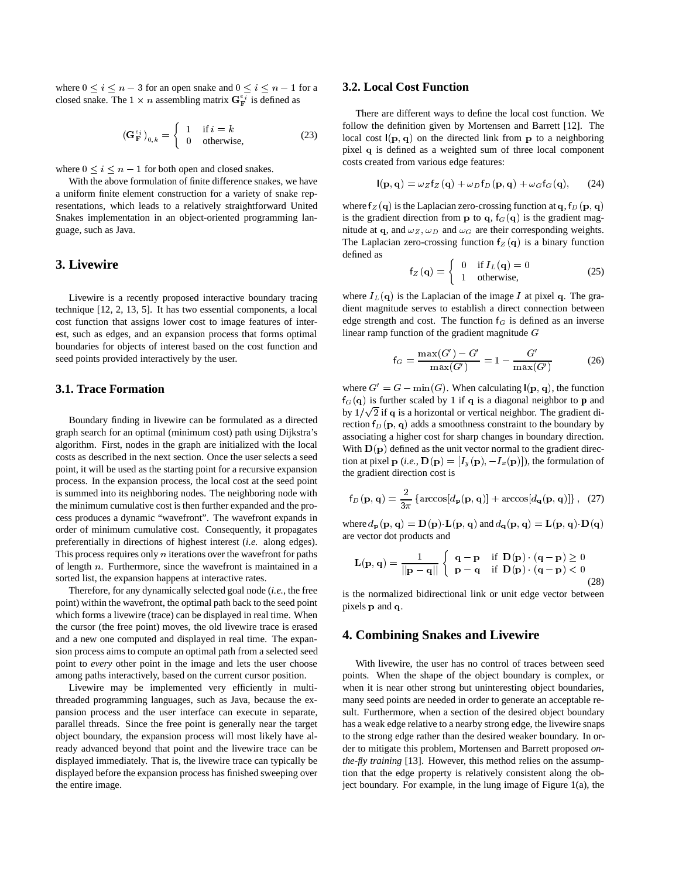where $0 \leq i \leq n-3$ for an open snake and $0 \leq i \leq n-1$ for a closed snake. The $1 \times n$ assembling matrix $\mathbf{G}_{\mathbf{F}}^{e_i}$ is defined as

$$(\mathbf{G}_{\mathbf{F}}^{e_i})_{0,k} = \begin{cases} 1 & \text{if } i = k \\ 0 & \text{otherwise,} \end{cases} \tag{23}$$

where $0 \leq i \leq n-1$ for both open and closed snakes.

With the above formulation of finite difference snakes, we have a uniform finite element construction for a variety of snake representations, which leads to a relatively straightforward United Snakes implementation in an object-oriented programming language, such as Java.

## 3. Livewire

Livewire is a recently proposed interactive boundary tracing technique [12, 2, 13, 5]. It has two essential components, a local cost function that assigns lower cost to image features of interest, such as edges, and an expansion process that forms optimal boundaries for objects of interest based on the cost function and seed points provided interactively by the user.

### 3.1. Trace Formation

Boundary finding in livewire can be formulated as a directed graph search for an optimal (minimum cost) path using Dijkstra's algorithm. First, nodes in the graph are initialized with the local costs as described in the next section. Once the user selects a seed point, it will be used as the starting point for a recursive expansion process. In the expansion process, the local cost at the seed point is summed into its neighboring nodes. The neighboring node with the minimum cumulative cost is then further expanded and the process produces a dynamic "wavefront". The wavefront expands in order of minimum cumulative cost. Consequently, it propagates preferentially in directions of highest interest (*i.e.* along edges). This process requires only $n$ iterations over the wavefront for paths of length $n$. Furthermore, since the wavefront is maintained in a sorted list, the expansion happens at interactive rates.

Therefore, for any dynamically selected goal node (*i.e.*, the free point) within the wavefront, the optimal path back to the seed point which forms a livewire (trace) can be displayed in real time. When the cursor (the free point) moves, the old livewire trace is erased and a new one computed and displayed in real time. The expansion process aims to compute an optimal path from a selected seed point to *every* other point in the image and lets the user choose among paths interactively, based on the current cursor position.

Livewire may be implemented very efficiently in multi-threaded programming languages, such as Java, because the expansion process and the user interface can execute in separate, parallel threads. Since the free point is generally near the target object boundary, the expansion process will most likely have already advanced beyond that point and the livewire trace can be displayed immediately. That is, the livewire trace can typically be displayed before the expansion process has finished sweeping over the entire image.

### 3.2. Local Cost Function

There are different ways to define the local cost function. We follow the definition given by Mortensen and Barrett [12]. The local cost $\mathsf{l}(\mathbf{p}, \mathbf{q})$ on the directed link from $\mathbf{p}$ to a neighboring pixel $\mathbf{q}$ is defined as a weighted sum of three local component costs created from various edge features:

$$\mathsf{l}(\mathbf{p}, \mathbf{q}) = \omega_Z \mathsf{f}_Z(\mathbf{q}) + \omega_D \mathsf{f}_D(\mathbf{p}, \mathbf{q}) + \omega_G \mathsf{f}_G(\mathbf{q}), \tag{24}$$

where $\mathsf{f}_Z(\mathbf{q})$ is the Laplacian zero-crossing function at $\mathbf{q}$, $\mathsf{f}_D(\mathbf{p}, \mathbf{q})$ is the gradient direction from $\mathbf{p}$ to $\mathbf{q}$, $\mathsf{f}_G(\mathbf{q})$ is the gradient magnitude at $\mathbf{q}$, and $\omega_Z, \omega_D$ and $\omega_G$ are their corresponding weights. The Laplacian zero-crossing function $\mathsf{f}_Z(\mathbf{q})$ is a binary function defined as

$$\mathsf{f}_Z(\mathbf{q}) = \begin{cases} 0 & \text{if } I_L(\mathbf{q}) = 0 \\ 1 & \text{otherwise,} \end{cases} \tag{25}$$

where $I_L(\mathbf{q})$ is the Laplacian of the image $I$ at pixel $\mathbf{q}$. The gradient magnitude serves to establish a direct connection between edge strength and cost. The function $\mathsf{f}_G$ is defined as an inverse linear ramp function of the gradient magnitude $G$

$$\mathsf{f}_G = \frac{\max(G') - G'}{\max(G')} = 1 - \frac{G'}{\max(G')} \tag{26}$$

where $G' = G - \min(G)$. When calculating $\mathsf{l}(\mathbf{p}, \mathbf{q})$, the function $\mathsf{f}_G(\mathbf{q})$ is further scaled by 1 if $\mathbf{q}$ is a diagonal neighbor to $\mathbf{p}$ and by $1/\sqrt{2}$ if $\mathbf{q}$ is a horizontal or vertical neighbor. The gradient direction $\mathsf{f}_D(\mathbf{p}, \mathbf{q})$ adds a smoothness constraint to the boundary by associating a higher cost for sharp changes in boundary direction. With $\mathbf{D}(\mathbf{p})$ defined as the unit vector normal to the gradient direction at pixel $\mathbf{p}$ (*i.e.*, $\mathbf{D}(\mathbf{p}) = [I_y(\mathbf{p}), -I_x(\mathbf{p})]$), the formulation of the gradient direction cost is

$$\mathsf{f}_D(\mathbf{p}, \mathbf{q}) = \frac{2}{3\pi} \left\{ \arccos[d_{\mathbf{p}}(\mathbf{p}, \mathbf{q})] + \arccos[d_{\mathbf{q}}(\mathbf{p}, \mathbf{q})] \right\}, \tag{27}$$

where $d_{\mathbf{p}}(\mathbf{p}, \mathbf{q}) = \mathbf{D}(\mathbf{p}) \cdot \mathbf{L}(\mathbf{p}, \mathbf{q})$ and $d_{\mathbf{q}}(\mathbf{p}, \mathbf{q}) = \mathbf{L}(\mathbf{p}, \mathbf{q}) \cdot \mathbf{D}(\mathbf{q})$ are vector dot products and

$$\mathbf{L}(\mathbf{p}, \mathbf{q}) = \frac{1}{||\mathbf{p} - \mathbf{q}||} \begin{cases} \mathbf{q} - \mathbf{p} & \text{if } \mathbf{D}(\mathbf{p}) \cdot (\mathbf{q} - \mathbf{p}) \geq 0 \\ \mathbf{p} - \mathbf{q} & \text{if } \mathbf{D}(\mathbf{p}) \cdot (\mathbf{q} - \mathbf{p}) < 0 \end{cases} \tag{28}$$

is the normalized bidirectional link or unit edge vector between pixels $\mathbf{p}$ and $\mathbf{q}$.

## 4. Combining Snakes and Livewire

With livewire, the user has no control of traces between seed points. When the shape of the object boundary is complex, or when it is near other strong but uninteresting object boundaries, many seed points are needed in order to generate an acceptable result. Furthermore, when a section of the desired object boundary has a weak edge relative to a nearby strong edge, the livewire snaps to the strong edge rather than the desired weaker boundary. In order to mitigate this problem, Mortensen and Barrett proposed *on-the-fly training* [13]. However, this method relies on the assumption that the edge property is relatively consistent along the object boundary. For example, in the lung image of Figure 1(a), the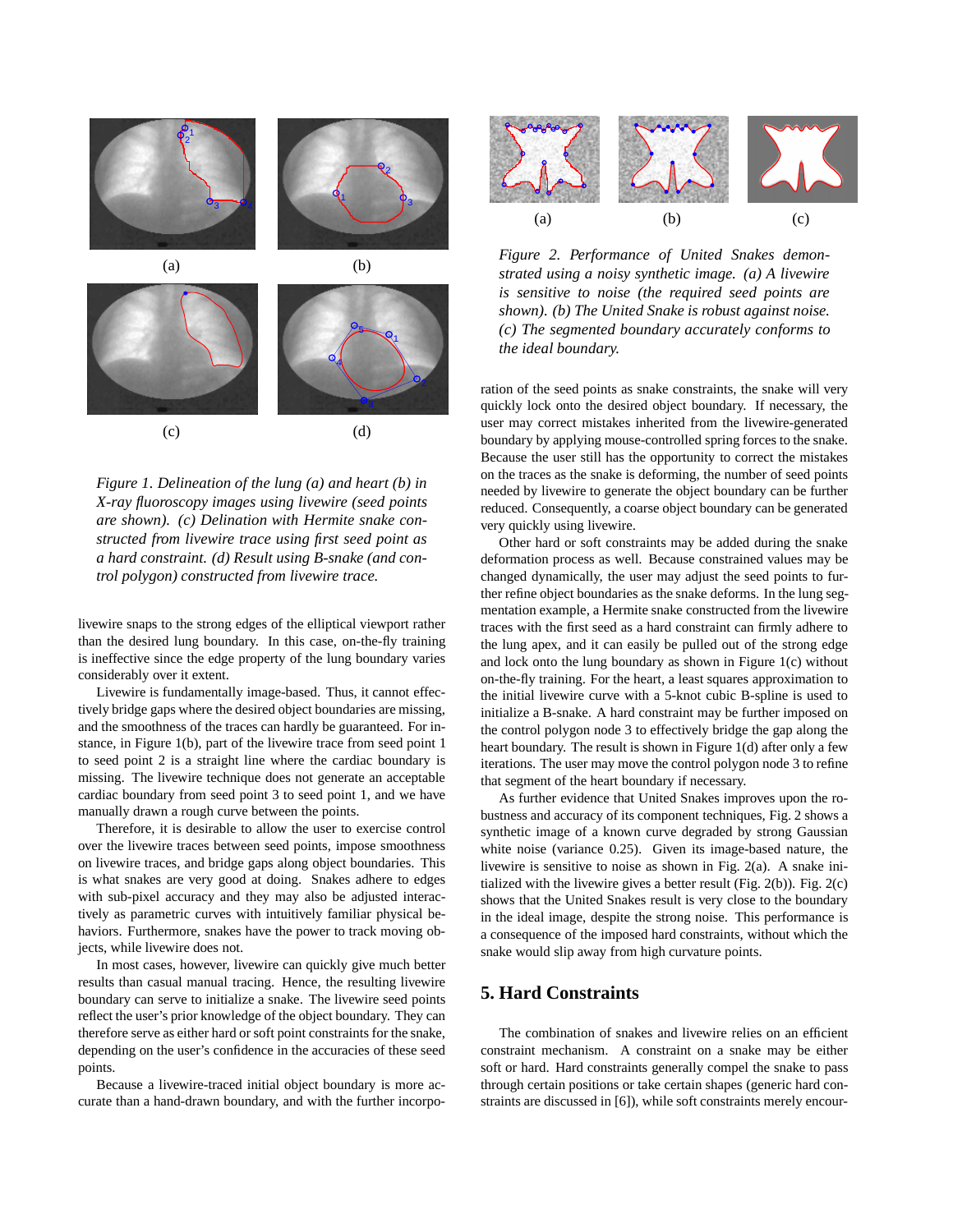(a)

(b)

(c)

(d)

*Figure 1. Delineation of the lung (a) and heart (b) in X-ray fluoroscopy images using livewire (seed points are shown). (c) Delination with Hermite snake constructed from livewire trace using first seed point as a hard constraint. (d) Result using B-snake (and control polygon) constructed from livewire trace.*

livewire snaps to the strong edges of the elliptical viewport rather than the desired lung boundary. In this case, on-the-fly training is ineffective since the edge property of the lung boundary varies considerably over it extent.

Livewire is fundamentally image-based. Thus, it cannot effectively bridge gaps where the desired object boundaries are missing, and the smoothness of the traces can hardly be guaranteed. For instance, in Figure 1(b), part of the livewire trace from seed point 1 to seed point 2 is a straight line where the cardiac boundary is missing. The livewire technique does not generate an acceptable cardiac boundary from seed point 3 to seed point 1, and we have manually drawn a rough curve between the points.

Therefore, it is desirable to allow the user to exercise control over the livewire traces between seed points, impose smoothness on livewire traces, and bridge gaps along object boundaries. This is what snakes are very good at doing. Snakes adhere to edges with sub-pixel accuracy and they may also be adjusted interactively as parametric curves with intuitively familiar physical behaviors. Furthermore, snakes have the power to track moving objects, while livewire does not.

In most cases, however, livewire can quickly give much better results than casual manual tracing. Hence, the resulting livewire boundary can serve to initialize a snake. The livewire seed points reflect the user's prior knowledge of the object boundary. They can therefore serve as either hard or soft point constraints for the snake, depending on the user's confidence in the accuracies of these seed points.

Because a livewire-traced initial object boundary is more accurate than a hand-drawn boundary, and with the further incorporation of the seed points as snake constraints, the snake will very quickly lock onto the desired object boundary. If necessary, the user may correct mistakes inherited from the livewire-generated boundary by applying mouse-controlled spring forces to the snake. Because the user still has the opportunity to correct the mistakes on the traces as the snake is deforming, the number of seed points needed by livewire to generate the object boundary can be further reduced. Consequently, a coarse object boundary can be generated very quickly using livewire.

Other hard or soft constraints may be added during the snake deformation process as well. Because constrained values may be changed dynamically, the user may adjust the seed points to further refine object boundaries as the snake deforms. In the lung segmentation example, a Hermite snake constructed from the livewire traces with the first seed as a hard constraint can firmly adhere to the lung apex, and it can easily be pulled out of the strong edge and lock onto the lung boundary as shown in Figure 1(c) without on-the-fly training. For the heart, a least squares approximation to the initial livewire curve with a 5-knot cubic B-spline is used to initialize a B-snake. A hard constraint may be further imposed on the control polygon node 3 to effectively bridge the gap along the heart boundary. The result is shown in Figure 1(d) after only a few iterations. The user may move the control polygon node 3 to refine that segment of the heart boundary if necessary.

(a)

(b)

(c)

*Figure 2. Performance of United Snakes demonstrated using a noisy synthetic image. (a) A livewire is sensitive to noise (the required seed points are shown). (b) The United Snake is robust against noise. (c) The segmented boundary accurately conforms to the ideal boundary.*

As further evidence that United Snakes improves upon the robustness and accuracy of its component techniques, Fig. 2 shows a synthetic image of a known curve degraded by strong Gaussian white noise (variance 0.25). Given its image-based nature, the livewire is sensitive to noise as shown in Fig. 2(a). A snake initialized with the livewire gives a better result (Fig. 2(b)). Fig. 2(c) shows that the United Snakes result is very close to the boundary in the ideal image, despite the strong noise. This performance is a consequence of the imposed hard constraints, without which the snake would slip away from high curvature points.

## 5. Hard Constraints

The combination of snakes and livewire relies on an efficient constraint mechanism. A constraint on a snake may be either soft or hard. Hard constraints generally compel the snake to pass through certain positions or take certain shapes (generic hard constraints are discussed in [6]), while soft constraints merely encour-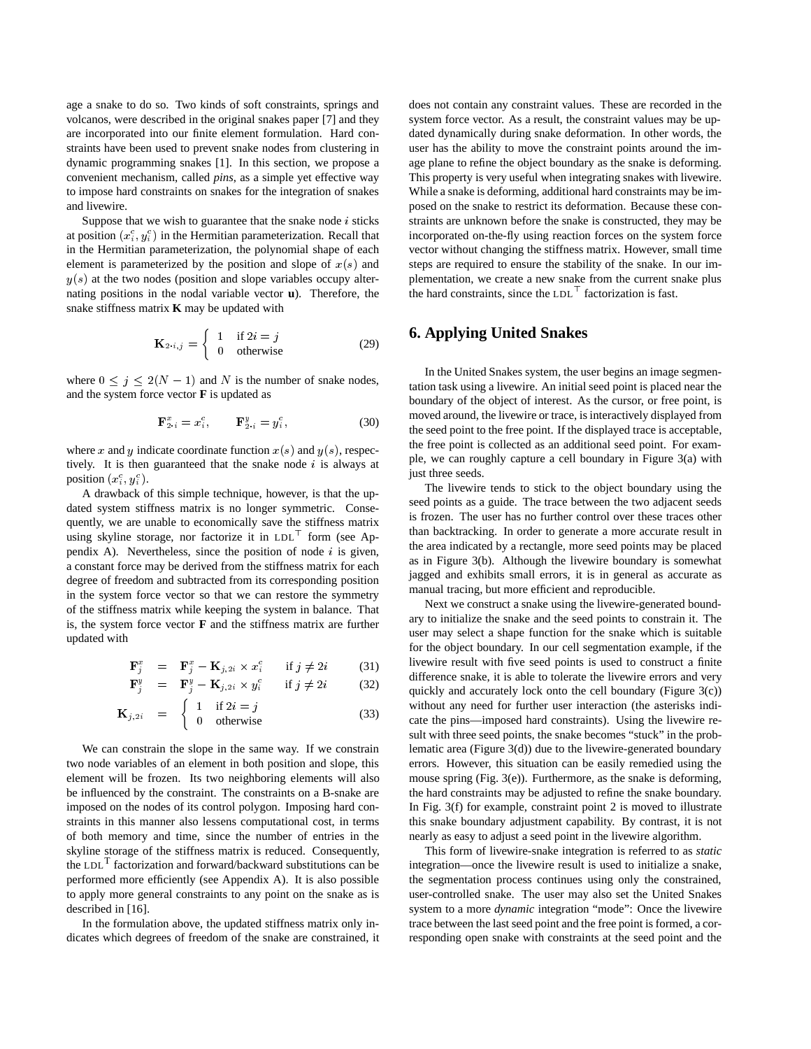age a snake to do so. Two kinds of soft constraints, springs and volcanos, were described in the original snakes paper [7] and they are incorporated into our finite element formulation. Hard constraints have been used to prevent snake nodes from clustering in dynamic programming snakes [1]. In this section, we propose a convenient mechanism, called *pins*, as a simple yet effective way to impose hard constraints on snakes for the integration of snakes and livewire.

Suppose that we wish to guarantee that the snake node $i$ sticks at position $(x_i^c, y_i^c)$ in the Hermitian parameterization. Recall that in the Hermitian parameterization, the polynomial shape of each element is parameterized by the position and slope of $x(s)$ and $y(s)$ at the two nodes (position and slope variables occupy alternating positions in the nodal variable vector **u**). Therefore, the snake stiffness matrix **K** may be updated with

$$\mathbf{K}_{2\cdot i,j} = \begin{cases} 1 & \text{if } 2i = j \\ 0 & \text{otherwise} \end{cases} \tag{29}$$

where $0 \le j \le 2(N-1)$ and $N$ is the number of snake nodes, and the system force vector **F** is updated as

$$\mathbf{F}^x_{2\cdot i} = x_i^c, \qquad \mathbf{F}^y_{2\cdot i} = y_i^c, \tag{30}$$

where $x$ and $y$ indicate coordinate function $x(s)$ and $y(s)$, respectively. It is then guaranteed that the snake node $i$ is always at position $(x_i^c, y_i^c)$.

A drawback of this simple technique, however, is that the updated system stiffness matrix is no longer symmetric. Consequently, we are unable to economically save the stiffness matrix using skyline storage, nor factorize it in $\mathrm{LDL}^\top$ form (see Appendix A). Nevertheless, since the position of node $i$ is given, a constant force may be derived from the stiffness matrix for each degree of freedom and subtracted from its corresponding position in the system force vector so that we can restore the symmetry of the stiffness matrix while keeping the system in balance. That is, the system force vector **F** and the stiffness matrix are further updated with

$$\mathbf{F}^x_j = \mathbf{F}^x_j - \mathbf{K}_{j,2i} \times x_i^c \qquad \text{if } j \ne 2i \tag{31}$$

$$\mathbf{F}^y_j = \mathbf{F}^y_j - \mathbf{K}_{j,2i} \times y_i^c \qquad \text{if } j \ne 2i \tag{32}$$

$$\mathbf{K}_{j,2i} = \begin{cases} 1 & \text{if } 2i = j \\ 0 & \text{otherwise} \end{cases} \tag{33}$$

We can constrain the slope in the same way. If we constrain two node variables of an element in both position and slope, this element will be frozen. Its two neighboring elements will also be influenced by the constraint. The constraints on a B-snake are imposed on the nodes of its control polygon. Imposing hard constraints in this manner also lessens computational cost, in terms of both memory and time, since the number of entries in the skyline storage of the stiffness matrix is reduced. Consequently, the $\mathrm{LDL}^\top$ factorization and forward/backward substitutions can be performed more efficiently (see Appendix A). It is also possible to apply more general constraints to any point on the snake as is described in [16].

In the formulation above, the updated stiffness matrix only indicates which degrees of freedom of the snake are constrained, it does not contain any constraint values. These are recorded in the system force vector. As a result, the constraint values may be updated dynamically during snake deformation. In other words, the user has the ability to move the constraint points around the image plane to refine the object boundary as the snake is deforming. This property is very useful when integrating snakes with livewire. While a snake is deforming, additional hard constraints may be imposed on the snake to restrict its deformation. Because these constraints are unknown before the snake is constructed, they may be incorporated on-the-fly using reaction forces on the system force vector without changing the stiffness matrix. However, small time steps are required to ensure the stability of the snake. In our implementation, we create a new snake from the current snake plus the hard constraints, since the $\mathrm{LDL}^\top$ factorization is fast.

## 6. Applying United Snakes

In the United Snakes system, the user begins an image segmentation task using a livewire. An initial seed point is placed near the boundary of the object of interest. As the cursor, or free point, is moved around, the livewire or trace, is interactively displayed from the seed point to the free point. If the displayed trace is acceptable, the free point is collected as an additional seed point. For example, we can roughly capture a cell boundary in Figure 3(a) with just three seeds.

The livewire tends to stick to the object boundary using the seed points as a guide. The trace between the two adjacent seeds is frozen. The user has no further control over these traces other than backtracking. In order to generate a more accurate result in the area indicated by a rectangle, more seed points may be placed as in Figure 3(b). Although the livewire boundary is somewhat jagged and exhibits small errors, it is in general as accurate as manual tracing, but more efficient and reproducible.

Next we construct a snake using the livewire-generated boundary to initialize the snake and the seed points to constrain it. The user may select a shape function for the snake which is suitable for the object boundary. In our cell segmentation example, if the livewire result with five seed points is used to construct a finite difference snake, it is able to tolerate the livewire errors and very quickly and accurately lock onto the cell boundary (Figure 3(c)) without any need for further user interaction (the asterisks indicate the pins—imposed hard constraints). Using the livewire result with three seed points, the snake becomes "stuck" in the problematic area (Figure 3(d)) due to the livewire-generated boundary errors. However, this situation can be easily remedied using the mouse spring (Fig. 3(e)). Furthermore, as the snake is deforming, the hard constraints may be adjusted to refine the snake boundary. In Fig. 3(f) for example, constraint point 2 is moved to illustrate this snake boundary adjustment capability. By contrast, it is not nearly as easy to adjust a seed point in the livewire algorithm.

This form of livewire-snake integration is referred to as *static* integration—once the livewire result is used to initialize a snake, the segmentation process continues using only the constrained, user-controlled snake. The user may also set the United Snakes system to a more *dynamic* integration "mode": Once the livewire trace between the last seed point and the free point is formed, a corresponding open snake with constraints at the seed point and the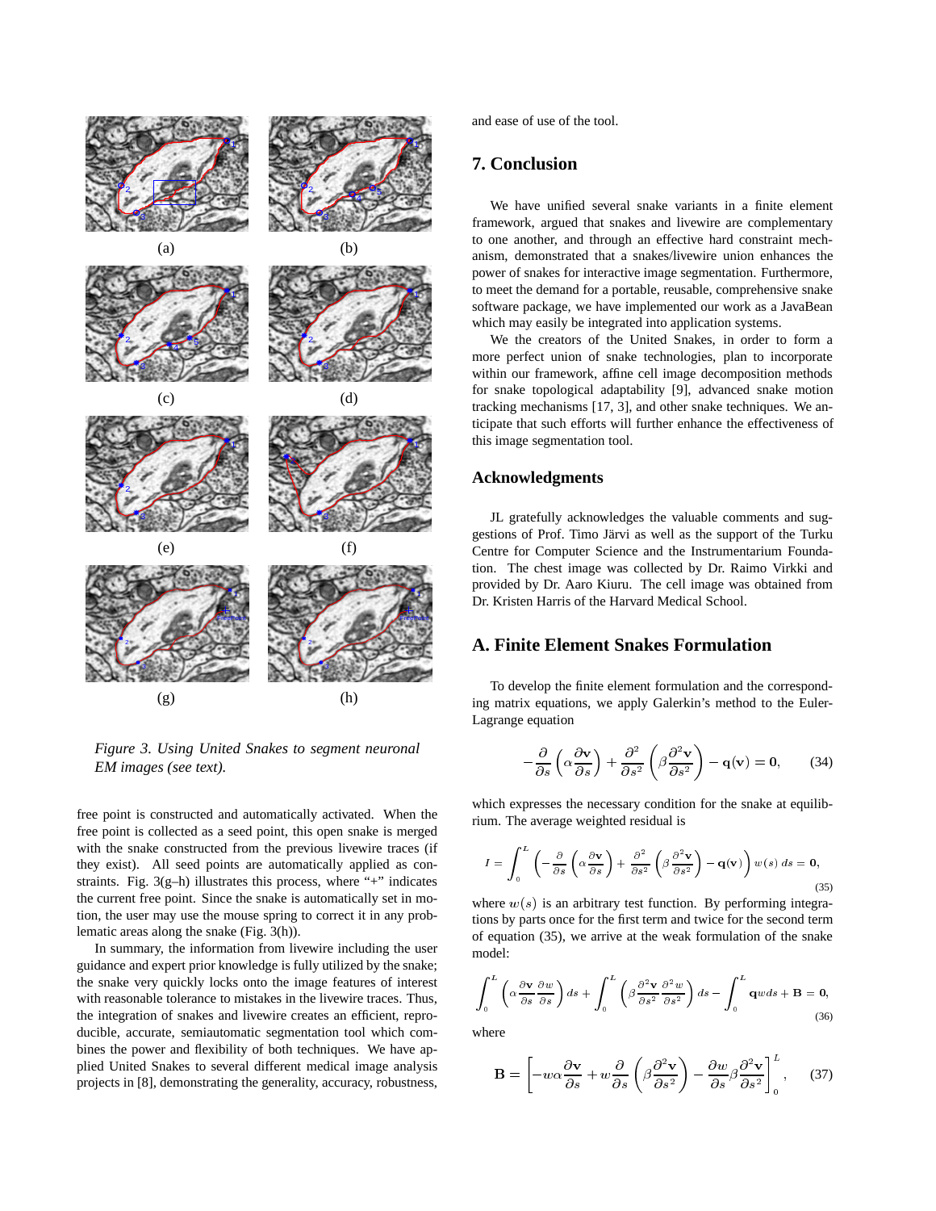(a) (b)

(c) (d)

(e) (f)

(g) (h)

*Figure 3. Using United Snakes to segment neuronal EM images (see text).*

free point is constructed and automatically activated. When the free point is collected as a seed point, this open snake is merged with the snake constructed from the previous livewire traces (if they exist). All seed points are automatically applied as constraints. Fig. 3(g–h) illustrates this process, where "+" indicates the current free point. Since the snake is automatically set in motion, the user may use the mouse spring to correct it in any problematic areas along the snake (Fig. 3(h)).

In summary, the information from livewire including the user guidance and expert prior knowledge is fully utilized by the snake; the snake very quickly locks onto the image features of interest with reasonable tolerance to mistakes in the livewire traces. Thus, the integration of snakes and livewire creates an efficient, reproducible, accurate, semiautomatic segmentation tool which combines the power and flexibility of both techniques. We have applied United Snakes to several different medical image analysis projects in [8], demonstrating the generality, accuracy, robustness, and ease of use of the tool.

## 7. Conclusion

We have unified several snake variants in a finite element framework, argued that snakes and livewire are complementary to one another, and through an effective hard constraint mechanism, demonstrated that a snakes/livewire union enhances the power of snakes for interactive image segmentation. Furthermore, to meet the demand for a portable, reusable, comprehensive snake software package, we have implemented our work as a JavaBean which may easily be integrated into application systems.

We the creators of the United Snakes, in order to form a more perfect union of snake technologies, plan to incorporate within our framework, affine cell image decomposition methods for snake topological adaptability [9], advanced snake motion tracking mechanisms [17, 3], and other snake techniques. We anticipate that such efforts will further enhance the effectiveness of this image segmentation tool.

### Acknowledgments

JL gratefully acknowledges the valuable comments and suggestions of Prof. Timo Järvi as well as the support of the Turku Centre for Computer Science and the Instrumentarium Foundation. The chest image was collected by Dr. Raimo Virkki and provided by Dr. Aaro Kiuru. The cell image was obtained from Dr. Kristen Harris of the Harvard Medical School.

## A. Finite Element Snakes Formulation

To develop the finite element formulation and the corresponding matrix equations, we apply Galerkin's method to the Euler-Lagrange equation

$$-\frac{\partial}{\partial s}\left(\alpha\frac{\partial \mathbf{v}}{\partial s}\right)+\frac{\partial^2}{\partial s^2}\left(\beta\frac{\partial^2 \mathbf{v}}{\partial s^2}\right)-\mathbf{q}(\mathbf{v})=\mathbf{0}, \quad (34)$$

which expresses the necessary condition for the snake at equilibrium. The average weighted residual is

$$I=\int_0^L\left(-\frac{\partial}{\partial s}\left(\alpha\frac{\partial \mathbf{v}}{\partial s}\right)+\frac{\partial^2}{\partial s^2}\left(\beta\frac{\partial^2 \mathbf{v}}{\partial s^2}\right)-\mathbf{q}(\mathbf{v})\right)w(s)\,ds=\mathbf{0}, \quad (35)$$

where $w(s)$ is an arbitrary test function. By performing integrations by parts once for the first term and twice for the second term of equation (35), we arrive at the weak formulation of the snake model:

$$\int_0^L\left(\alpha\frac{\partial \mathbf{v}}{\partial s}\frac{\partial w}{\partial s}\right)ds+\int_0^L\left(\beta\frac{\partial^2 \mathbf{v}}{\partial s^2}\frac{\partial^2 w}{\partial s^2}\right)ds-\int_0^L \mathbf{q}w\,ds+\mathbf{B}=\mathbf{0}, \quad (36)$$

where

$$\mathbf{B}=\left[-w\alpha\frac{\partial \mathbf{v}}{\partial s}+w\frac{\partial}{\partial s}\left(\beta\frac{\partial^2 \mathbf{v}}{\partial s^2}\right)-\frac{\partial w}{\partial s}\beta\frac{\partial^2 \mathbf{v}}{\partial s^2}\right]_0^L, \quad (37)$$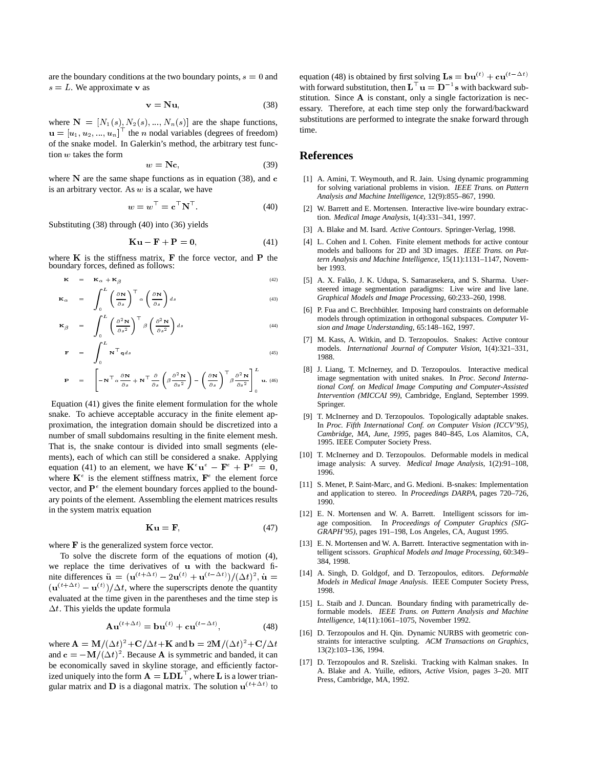are the boundary conditions at the two boundary points, $s = 0$ and $s = L$. We approximate $\mathbf{v}$ as

$$\mathbf{v} = \mathbf{N}\mathbf{u}, \tag{38}$$

where $\mathbf{N} = [N_1(s), N_2(s), ..., N_n(s)]$ are the shape functions, $\mathbf{u} = [u_1, u_2, ..., u_n]^\top$ the $n$ nodal variables (degrees of freedom) of the snake model. In Galerkin's method, the arbitrary test function $w$ takes the form

$$w = \mathbf{N}\mathbf{c}, \tag{39}$$

where $\mathbf{N}$ are the same shape functions as in equation (38), and $\mathbf{c}$ is an arbitrary vector. As $w$ is a scalar, we have

$$w = w^\top = \mathbf{c}^\top \mathbf{N}^\top. \tag{40}$$

Substituting (38) through (40) into (36) yields

$$\mathbf{K}\mathbf{u} - \mathbf{F} + \mathbf{P} = \mathbf{0}, \tag{41}$$

where $\mathbf{K}$ is the stiffness matrix, $\mathbf{F}$ the force vector, and $\mathbf{P}$ the boundary forces, defined as follows:

$$\mathbf{K} = \mathbf{K}_\alpha + \mathbf{K}_\beta \tag{42}$$

$$\mathbf{K}_\alpha = \int_0^L \left(\frac{\partial \mathbf{N}}{\partial s}\right)^\top \alpha \left(\frac{\partial \mathbf{N}}{\partial s}\right) ds \tag{43}$$

$$\mathbf{K}_\beta = \int_0^L \left(\frac{\partial^2 \mathbf{N}}{\partial s^2}\right)^\top \beta \left(\frac{\partial^2 \mathbf{N}}{\partial s^2}\right) ds \tag{44}$$

$$\mathbf{F} = \int_0^L \mathbf{N}^\top \mathbf{q}\, ds \tag{45}$$

$$\mathbf{P} = \left[ -\mathbf{N}^\top \alpha \frac{\partial \mathbf{N}}{\partial s} + \mathbf{N}^\top \frac{\partial}{\partial s}\left(\beta \frac{\partial^2 \mathbf{N}}{\partial s^2}\right) - \left(\frac{\partial \mathbf{N}}{\partial s}\right)^\top \beta \frac{\partial^2 \mathbf{N}}{\partial s^2} \right]_0^L \mathbf{u}. \tag{46}$$

Equation (41) gives the finite element formulation for the whole snake. To achieve acceptable accuracy in the finite element approximation, the integration domain should be discretized into a number of small subdomains resulting in the finite element mesh. That is, the snake contour is divided into small segments (elements), each of which can still be considered a snake. Applying equation (41) to an element, we have $\mathbf{K}^e \mathbf{u}^e - \mathbf{F}^e + \mathbf{P}^e = \mathbf{0}$, where $\mathbf{K}^e$ is the element stiffness matrix, $\mathbf{F}^e$ the element force vector, and $\mathbf{P}^e$ the element boundary forces applied to the boundary points of the element. Assembling the element matrices results in the system matrix equation

$$\mathbf{K}\mathbf{u} = \mathbf{F}, \tag{47}$$

where $\mathbf{F}$ is the generalized system force vector.

To solve the discrete form of the equations of motion (4), we replace the time derivatives of $\mathbf{u}$ with the backward finite differences $\ddot{\mathbf{u}} = (\mathbf{u}^{(t+\Delta t)} - 2\mathbf{u}^{(t)} + \mathbf{u}^{(t-\Delta t)})/(\Delta t)^2$, $\dot{\mathbf{u}} = (\mathbf{u}^{(t+\Delta t)} - \mathbf{u}^{(t)})/\Delta t$, where the superscripts denote the quantity evaluated at the time given in the parentheses and the time step is $\Delta t$. This yields the update formula

$$\mathbf{A}\mathbf{u}^{(t+\Delta t)} = \mathbf{b}\mathbf{u}^{(t)} + \mathbf{c}\mathbf{u}^{(t-\Delta t)}, \tag{48}$$

where $\mathbf{A} = \mathbf{M}/(\Delta t)^2 + \mathbf{C}/\Delta t + \mathbf{K}$ and $\mathbf{b} = 2\mathbf{M}/(\Delta t)^2 + \mathbf{C}/\Delta t$ and $\mathbf{c} = -\mathbf{M}/(\Delta t)^2$. Because $\mathbf{A}$ is symmetric and banded, it can be economically saved in skyline storage, and efficiently factorized uniquely into the form $\mathbf{A} = \mathbf{L}\mathbf{D}\mathbf{L}^\top$, where $\mathbf{L}$ is a lower triangular matrix and $\mathbf{D}$ is a diagonal matrix. The solution $\mathbf{u}^{(t+\Delta t)}$ to equation (48) is obtained by first solving $\mathbf{L}\mathbf{s} = \mathbf{b}\mathbf{u}^{(t)} + \mathbf{c}\mathbf{u}^{(t-\Delta t)}$ with forward substitution, then $\mathbf{L}^\top \mathbf{u} = \mathbf{D}^{-1}\mathbf{s}$ with backward substitution. Since $\mathbf{A}$ is constant, only a single factorization is necessary. Therefore, at each time step only the forward/backward substitutions are performed to integrate the snake forward through time.

## References

[1] A. Amini, T. Weymouth, and R. Jain. Using dynamic programming for solving variational problems in vision. *IEEE Trans. on Pattern Analysis and Machine Intelligence*, 12(9):855–867, 1990.

[2] W. Barrett and E. Mortensen. Interactive live-wire boundary extraction. *Medical Image Analysis*, 1(4):331–341, 1997.

[3] A. Blake and M. Isard. *Active Contours*. Springer-Verlag, 1998.

[4] L. Cohen and I. Cohen. Finite element methods for active contour models and balloons for 2D and 3D images. *IEEE Trans. on Pattern Analysis and Machine Intelligence*, 15(11):1131–1147, November 1993.

[5] A. X. Falão, J. K. Udupa, S. Samarasekera, and S. Sharma. User-steered image segmentation paradigms: Live wire and live lane. *Graphical Models and Image Processing*, 60:233–260, 1998.

[6] P. Fua and C. Brechbühler. Imposing hard constraints on deformable models through optimization in orthogonal subspaces. *Computer Vision and Image Understanding*, 65:148–162, 1997.

[7] M. Kass, A. Witkin, and D. Terzopoulos. Snakes: Active contour models. *International Journal of Computer Vision*, 1(4):321–331, 1988.

[8] J. Liang, T. McInerney, and D. Terzopoulos. Interactive medical image segmentation with united snakes. In *Proc. Second International Conf. on Medical Image Computing and Computer-Assisted Intervention (MICCAI 99)*, Cambridge, England, September 1999. Springer.

[9] T. McInerney and D. Terzopoulos. Topologically adaptable snakes. In *Proc. Fifth International Conf. on Computer Vision (ICCV'95), Cambridge, MA, June, 1995*, pages 840–845, Los Alamitos, CA, 1995. IEEE Computer Society Press.

[10] T. McInerney and D. Terzopoulos. Deformable models in medical image analysis: A survey. *Medical Image Analysis*, 1(2):91–108, 1996.

[11] S. Menet, P. Saint-Marc, and G. Medioni. B-snakes: Implementation and application to stereo. In *Proceedings DARPA*, pages 720–726, 1990.

[12] E. N. Mortensen and W. A. Barrett. Intelligent scissors for image composition. In *Proceedings of Computer Graphics (SIGGRAPH'95)*, pages 191–198, Los Angeles, CA, August 1995.

[13] E. N. Mortensen and W. A. Barrett. Interactive segmentation with intelligent scissors. *Graphical Models and Image Processing*, 60:349–384, 1998.

[14] A. Singh, D. Goldgof, and D. Terzopoulos, editors. *Deformable Models in Medical Image Analysis*. IEEE Computer Society Press, 1998.

[15] L. Staib and J. Duncan. Boundary finding with parametrically deformable models. *IEEE Trans. on Pattern Analysis and Machine Intelligence*, 14(11):1061–1075, November 1992.

[16] D. Terzopoulos and H. Qin. Dynamic NURBS with geometric constraints for interactive sculpting. *ACM Transactions on Graphics*, 13(2):103–136, 1994.

[17] D. Terzopoulos and R. Szeliski. Tracking with Kalman snakes. In A. Blake and A. Yuille, editors, *Active Vision*, pages 3–20. MIT Press, Cambridge, MA, 1992.